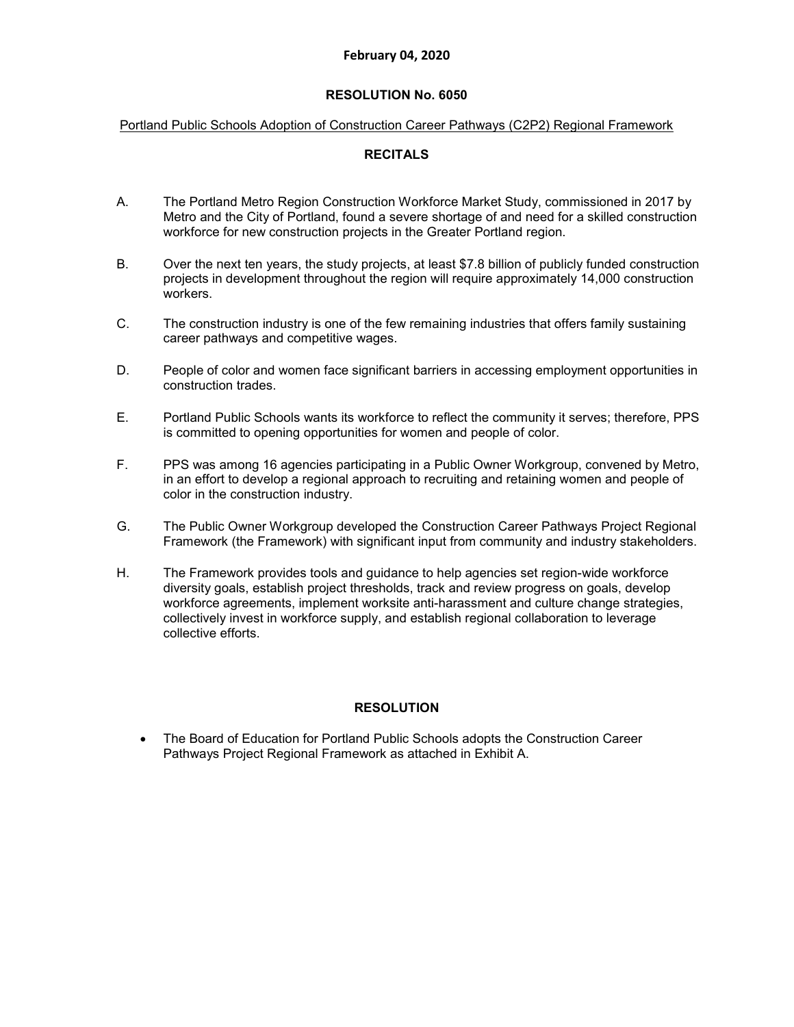**February 04, 2020**

## RESOLUTION No. 6050

Portland Public Schools Adoption of Construction Career Pathways (C2P2) Regional Framework

### RECITALS

A. The Portland Metro Region Construction Workforce Market Study, commissioned in 2017 by Metro and the City of Portland, found a severe shortage of and need for a skilled construction workforce for new construction projects in the Greater Portland region.

B. Over the next ten years, the study projects, at least $7.8 billion of publicly funded construction projects in development throughout the region will require approximately 14,000 construction workers.

C. The construction industry is one of the few remaining industries that offers family sustaining career pathways and competitive wages.

D. People of color and women face significant barriers in accessing employment opportunities in construction trades.

E. Portland Public Schools wants its workforce to reflect the community it serves; therefore, PPS is committed to opening opportunities for women and people of color.

F. PPS was among 16 agencies participating in a Public Owner Workgroup, convened by Metro, in an effort to develop a regional approach to recruiting and retaining women and people of color in the construction industry.

G. The Public Owner Workgroup developed the Construction Career Pathways Project Regional Framework (the Framework) with significant input from community and industry stakeholders.

H. The Framework provides tools and guidance to help agencies set region-wide workforce diversity goals, establish project thresholds, track and review progress on goals, develop workforce agreements, implement worksite anti-harassment and culture change strategies, collectively invest in workforce supply, and establish regional collaboration to leverage collective efforts.

### RESOLUTION

- The Board of Education for Portland Public Schools adopts the Construction Career Pathways Project Regional Framework as attached in Exhibit A.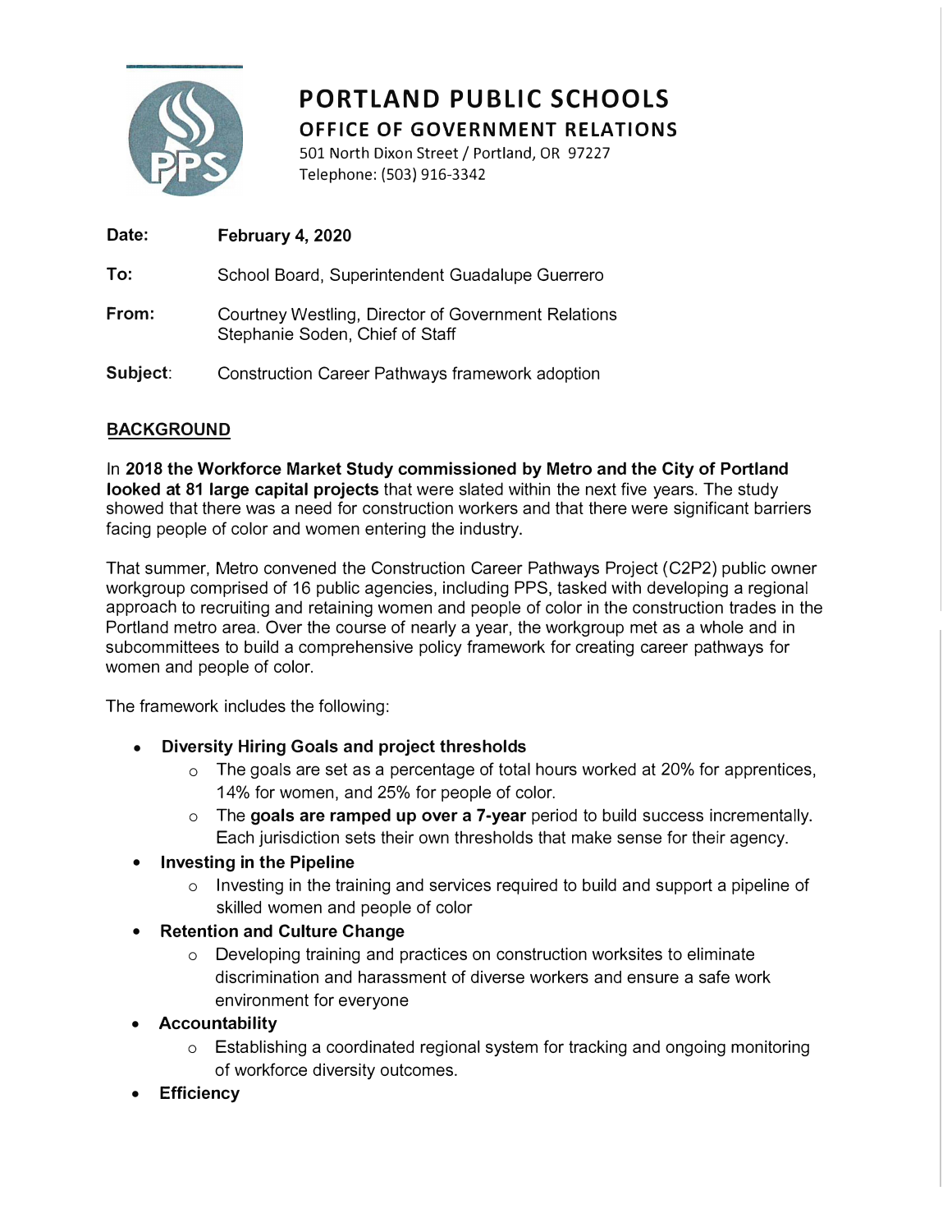# PORTLAND PUBLIC SCHOOLS

## OFFICE OF GOVERNMENT RELATIONS

501 North Dixon Street / Portland, OR 97227
Telephone: (503) 916-3342

**Date:** **February 4, 2020**

**To:** School Board, Superintendent Guadalupe Guerrero

**From:** Courtney Westling, Director of Government Relations
Stephanie Soden, Chief of Staff

**Subject:** Construction Career Pathways framework adoption

## BACKGROUND

In **2018 the Workforce Market Study commissioned by Metro and the City of Portland looked at 81 large capital projects** that were slated within the next five years. The study showed that there was a need for construction workers and that there were significant barriers facing people of color and women entering the industry.

That summer, Metro convened the Construction Career Pathways Project (C2P2) public owner workgroup comprised of 16 public agencies, including PPS, tasked with developing a regional approach to recruiting and retaining women and people of color in the construction trades in the Portland metro area. Over the course of nearly a year, the workgroup met as a whole and in subcommittees to build a comprehensive policy framework for creating career pathways for women and people of color.

The framework includes the following:

- **Diversity Hiring Goals and project thresholds**
  - The goals are set as a percentage of total hours worked at 20% for apprentices, 14% for women, and 25% for people of color.
  - The **goals are ramped up over a 7-year** period to build success incrementally. Each jurisdiction sets their own thresholds that make sense for their agency.
- **Investing in the Pipeline**
  - Investing in the training and services required to build and support a pipeline of skilled women and people of color
- **Retention and Culture Change**
  - Developing training and practices on construction worksites to eliminate discrimination and harassment of diverse workers and ensure a safe work environment for everyone
- **Accountability**
  - Establishing a coordinated regional system for tracking and ongoing monitoring of workforce diversity outcomes.
- **Efficiency**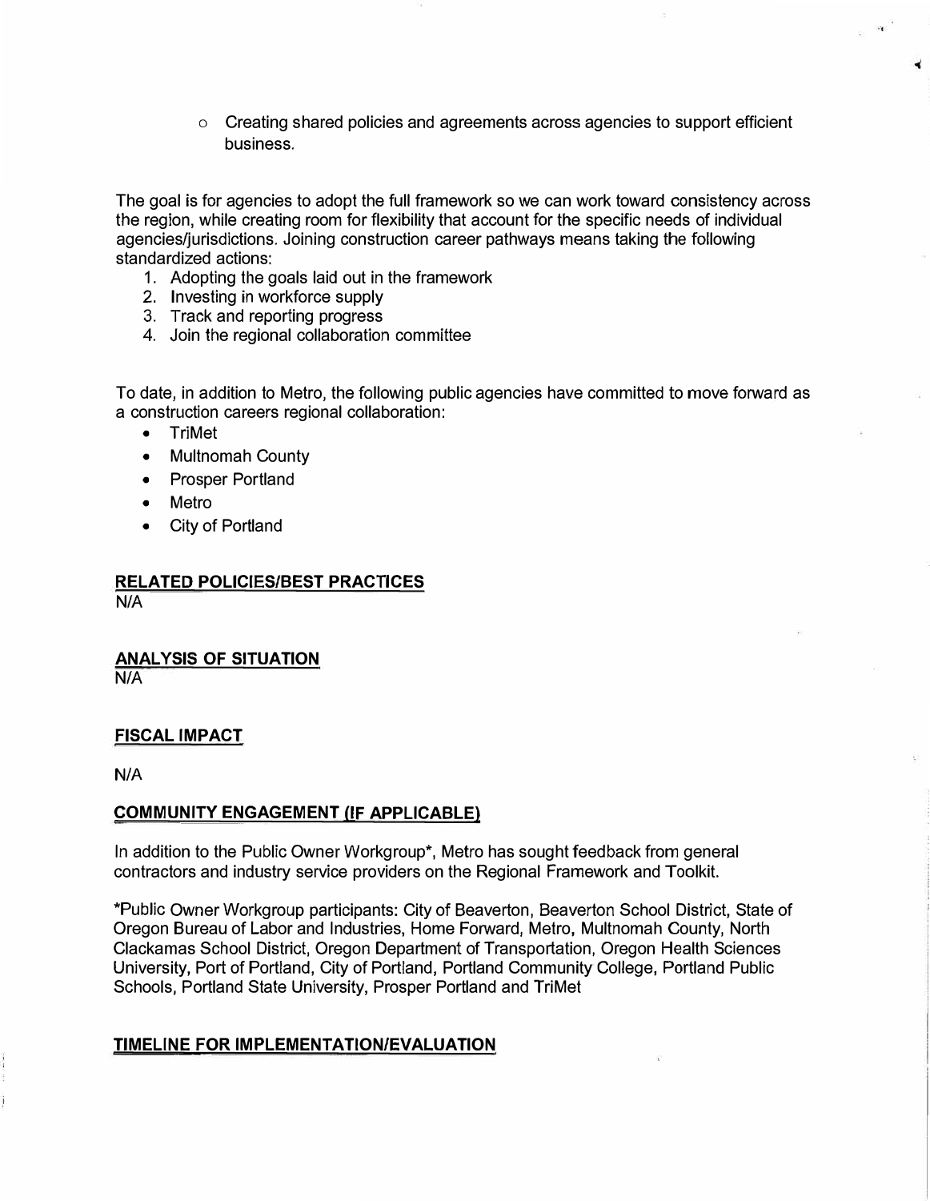- Creating shared policies and agreements across agencies to support efficient business.

The goal is for agencies to adopt the full framework so we can work toward consistency across the region, while creating room for flexibility that account for the specific needs of individual agencies/jurisdictions. Joining construction career pathways means taking the following standardized actions:

1. Adopting the goals laid out in the framework
2. Investing in workforce supply
3. Track and reporting progress
4. Join the regional collaboration committee

To date, in addition to Metro, the following public agencies have committed to move forward as a construction careers regional collaboration:

- TriMet
- Multnomah County
- Prosper Portland
- Metro
- City of Portland

## RELATED POLICIES/BEST PRACTICES

N/A

## ANALYSIS OF SITUATION

N/A

## FISCAL IMPACT

N/A

## COMMUNITY ENGAGEMENT (IF APPLICABLE)

In addition to the Public Owner Workgroup*, Metro has sought feedback from general contractors and industry service providers on the Regional Framework and Toolkit.

*Public Owner Workgroup participants: City of Beaverton, Beaverton School District, State of Oregon Bureau of Labor and Industries, Home Forward, Metro, Multnomah County, North Clackamas School District, Oregon Department of Transportation, Oregon Health Sciences University, Port of Portland, City of Portland, Portland Community College, Portland Public Schools, Portland State University, Prosper Portland and TriMet

## TIMELINE FOR IMPLEMENTATION/EVALUATION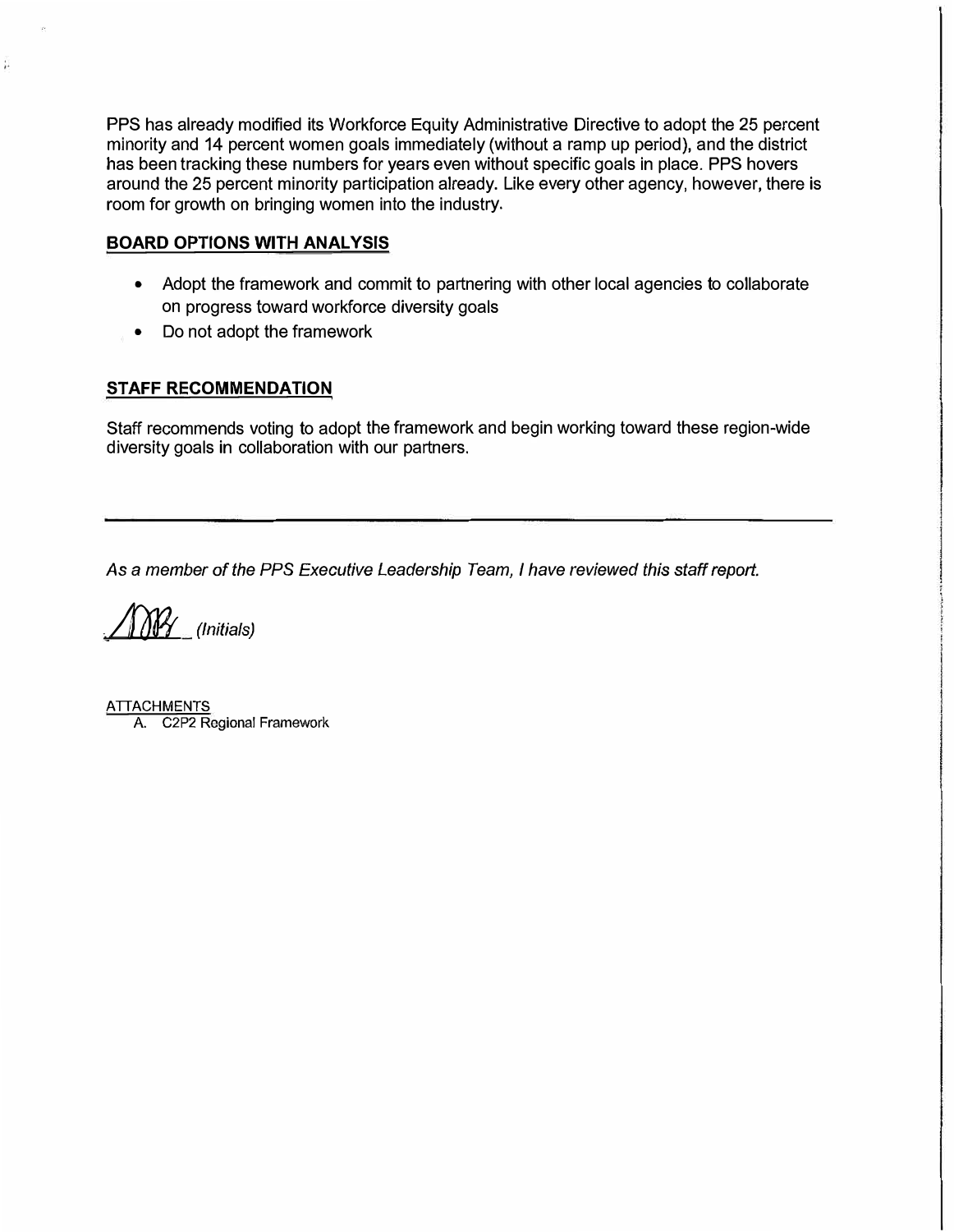PPS has already modified its Workforce Equity Administrative Directive to adopt the 25 percent minority and 14 percent women goals immediately (without a ramp up period), and the district has been tracking these numbers for years even without specific goals in place. PPS hovers around the 25 percent minority participation already. Like every other agency, however, there is room for growth on bringing women into the industry.

## BOARD OPTIONS WITH ANALYSIS

- Adopt the framework and commit to partnering with other local agencies to collaborate on progress toward workforce diversity goals
- Do not adopt the framework

## STAFF RECOMMENDATION

Staff recommends voting to adopt the framework and begin working toward these region-wide diversity goals in collaboration with our partners.

---

*As a member of the PPS Executive Leadership Team, I have reviewed this staff report.*

AMB *(Initials)*

ATTACHMENTS

A. C2P2 Regional Framework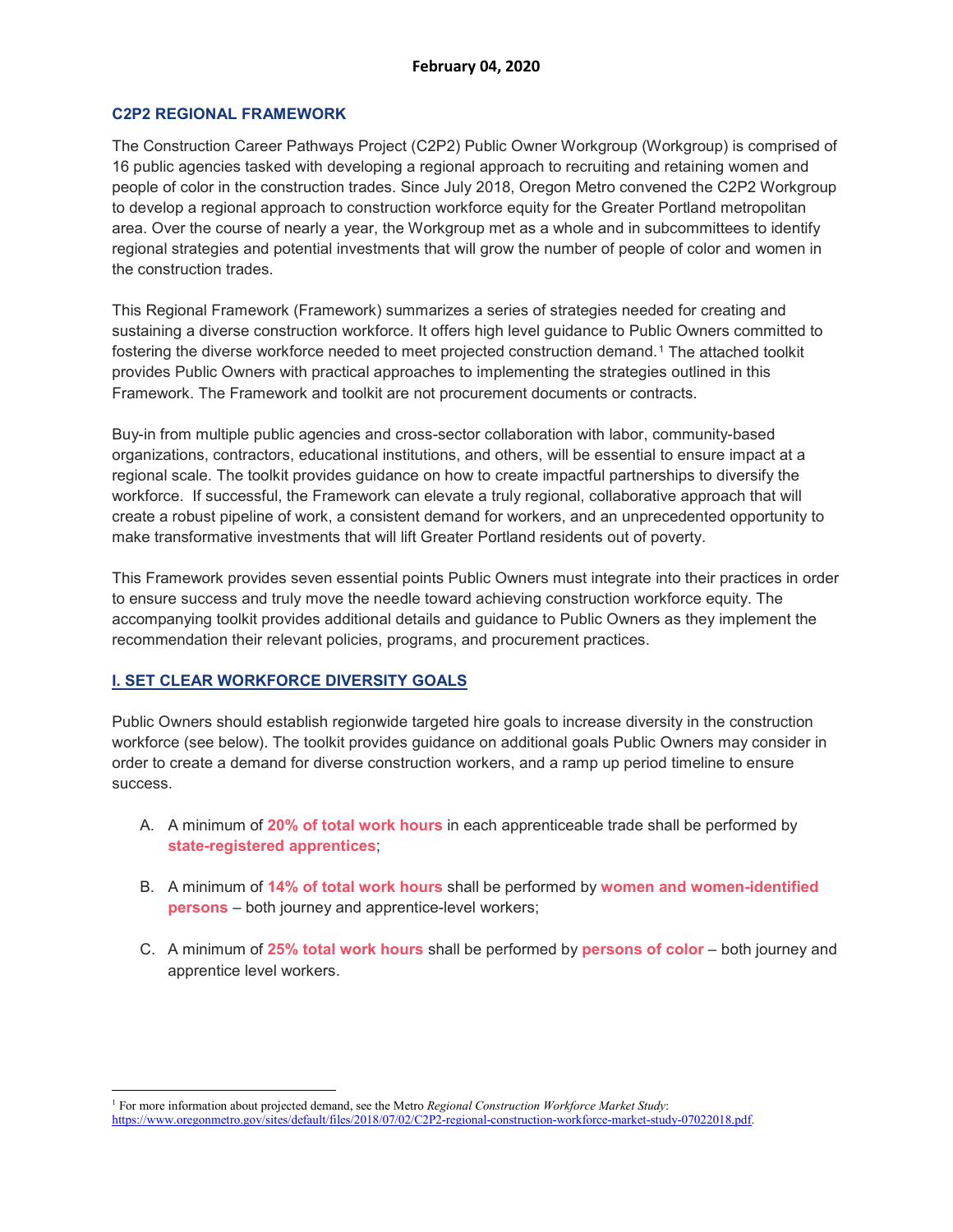**February 04, 2020**

## C2P2 REGIONAL FRAMEWORK

The Construction Career Pathways Project (C2P2) Public Owner Workgroup (Workgroup) is comprised of 16 public agencies tasked with developing a regional approach to recruiting and retaining women and people of color in the construction trades. Since July 2018, Oregon Metro convened the C2P2 Workgroup to develop a regional approach to construction workforce equity for the Greater Portland metropolitan area. Over the course of nearly a year, the Workgroup met as a whole and in subcommittees to identify regional strategies and potential investments that will grow the number of people of color and women in the construction trades.

This Regional Framework (Framework) summarizes a series of strategies needed for creating and sustaining a diverse construction workforce. It offers high level guidance to Public Owners committed to fostering the diverse workforce needed to meet projected construction demand.[1] The attached toolkit provides Public Owners with practical approaches to implementing the strategies outlined in this Framework. The Framework and toolkit are not procurement documents or contracts.

Buy-in from multiple public agencies and cross-sector collaboration with labor, community-based organizations, contractors, educational institutions, and others, will be essential to ensure impact at a regional scale. The toolkit provides guidance on how to create impactful partnerships to diversify the workforce. If successful, the Framework can elevate a truly regional, collaborative approach that will create a robust pipeline of work, a consistent demand for workers, and an unprecedented opportunity to make transformative investments that will lift Greater Portland residents out of poverty.

This Framework provides seven essential points Public Owners must integrate into their practices in order to ensure success and truly move the needle toward achieving construction workforce equity. The accompanying toolkit provides additional details and guidance to Public Owners as they implement the recommendation their relevant policies, programs, and procurement practices.

## I. SET CLEAR WORKFORCE DIVERSITY GOALS

Public Owners should establish regionwide targeted hire goals to increase diversity in the construction workforce (see below). The toolkit provides guidance on additional goals Public Owners may consider in order to create a demand for diverse construction workers, and a ramp up period timeline to ensure success.

A. A minimum of **20% of total work hours** in each apprenticeable trade shall be performed by **state-registered apprentices**;

B. A minimum of **14% of total work hours** shall be performed by **women and women-identified persons** – both journey and apprentice-level workers;

C. A minimum of **25% total work hours** shall be performed by **persons of color** – both journey and apprentice level workers.

---

[1] For more information about projected demand, see the Metro *Regional Construction Workforce Market Study*: https://www.oregonmetro.gov/sites/default/files/2018/07/02/C2P2-regional-construction-workforce-market-study-07022018.pdf.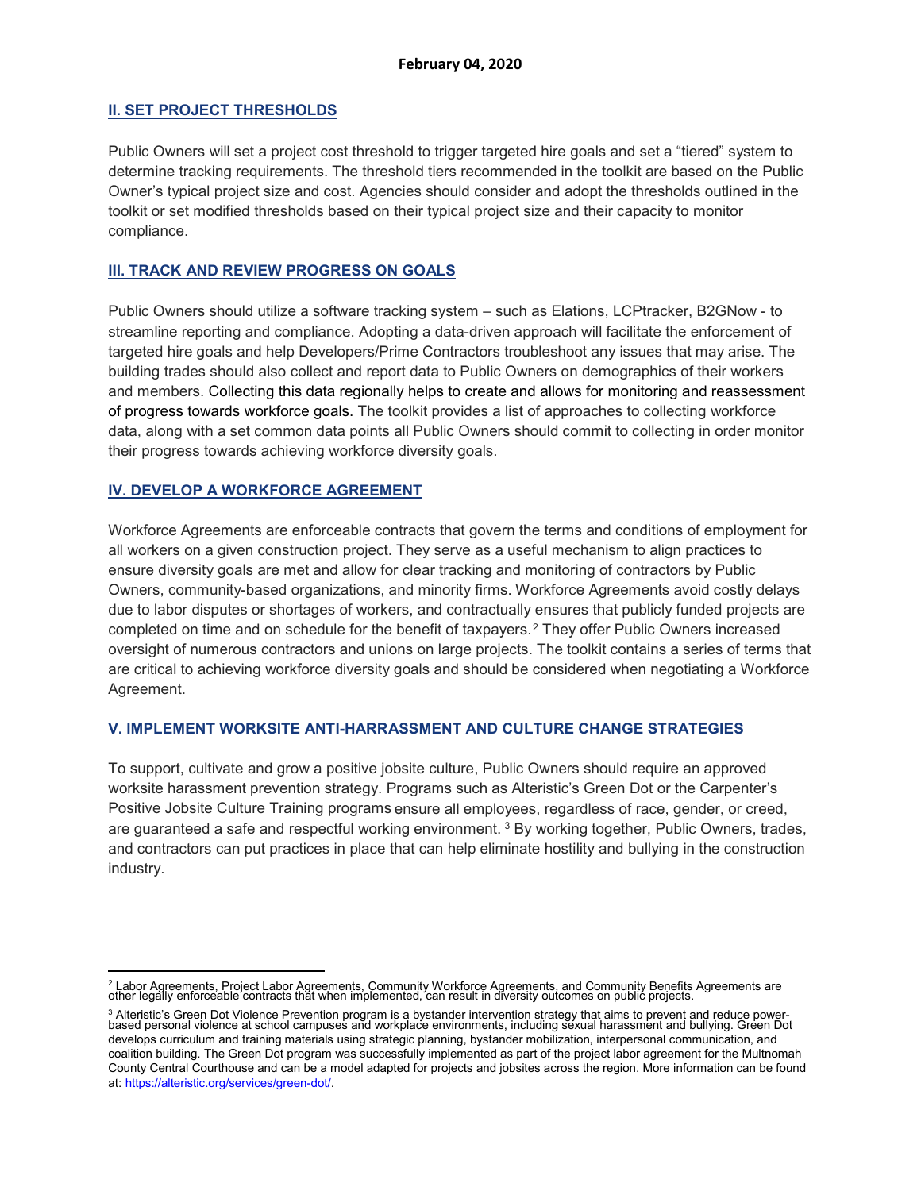February 04, 2020

## II. SET PROJECT THRESHOLDS

Public Owners will set a project cost threshold to trigger targeted hire goals and set a "tiered" system to determine tracking requirements. The threshold tiers recommended in the toolkit are based on the Public Owner's typical project size and cost. Agencies should consider and adopt the thresholds outlined in the toolkit or set modified thresholds based on their typical project size and their capacity to monitor compliance.

## III. TRACK AND REVIEW PROGRESS ON GOALS

Public Owners should utilize a software tracking system – such as Elations, LCPtracker, B2GNow - to streamline reporting and compliance. Adopting a data-driven approach will facilitate the enforcement of targeted hire goals and help Developers/Prime Contractors troubleshoot any issues that may arise. The building trades should also collect and report data to Public Owners on demographics of their workers and members. Collecting this data regionally helps to create and allows for monitoring and reassessment of progress towards workforce goals. The toolkit provides a list of approaches to collecting workforce data, along with a set common data points all Public Owners should commit to collecting in order monitor their progress towards achieving workforce diversity goals.

## IV. DEVELOP A WORKFORCE AGREEMENT

Workforce Agreements are enforceable contracts that govern the terms and conditions of employment for all workers on a given construction project. They serve as a useful mechanism to align practices to ensure diversity goals are met and allow for clear tracking and monitoring of contractors by Public Owners, community-based organizations, and minority firms. Workforce Agreements avoid costly delays due to labor disputes or shortages of workers, and contractually ensures that publicly funded projects are completed on time and on schedule for the benefit of taxpayers.[2] They offer Public Owners increased oversight of numerous contractors and unions on large projects. The toolkit contains a series of terms that are critical to achieving workforce diversity goals and should be considered when negotiating a Workforce Agreement.

## V. IMPLEMENT WORKSITE ANTI-HARRASSMENT AND CULTURE CHANGE STRATEGIES

To support, cultivate and grow a positive jobsite culture, Public Owners should require an approved worksite harassment prevention strategy. Programs such as Alteristic's Green Dot or the Carpenter's Positive Jobsite Culture Training programs ensure all employees, regardless of race, gender, or creed, are guaranteed a safe and respectful working environment.[3] By working together, Public Owners, trades, and contractors can put practices in place that can help eliminate hostility and bullying in the construction industry.

---

[2] Labor Agreements, Project Labor Agreements, Community Workforce Agreements, and Community Benefits Agreements are other legally enforceable contracts that when implemented, can result in diversity outcomes on public projects.

[3] Alteristic's Green Dot Violence Prevention program is a bystander intervention strategy that aims to prevent and reduce power-based personal violence at school campuses and workplace environments, including sexual harassment and bullying. Green Dot develops curriculum and training materials using strategic planning, bystander mobilization, interpersonal communication, and coalition building. The Green Dot program was successfully implemented as part of the project labor agreement for the Multnomah County Central Courthouse and can be a model adapted for projects and jobsites across the region. More information can be found at: https://alteristic.org/services/green-dot/.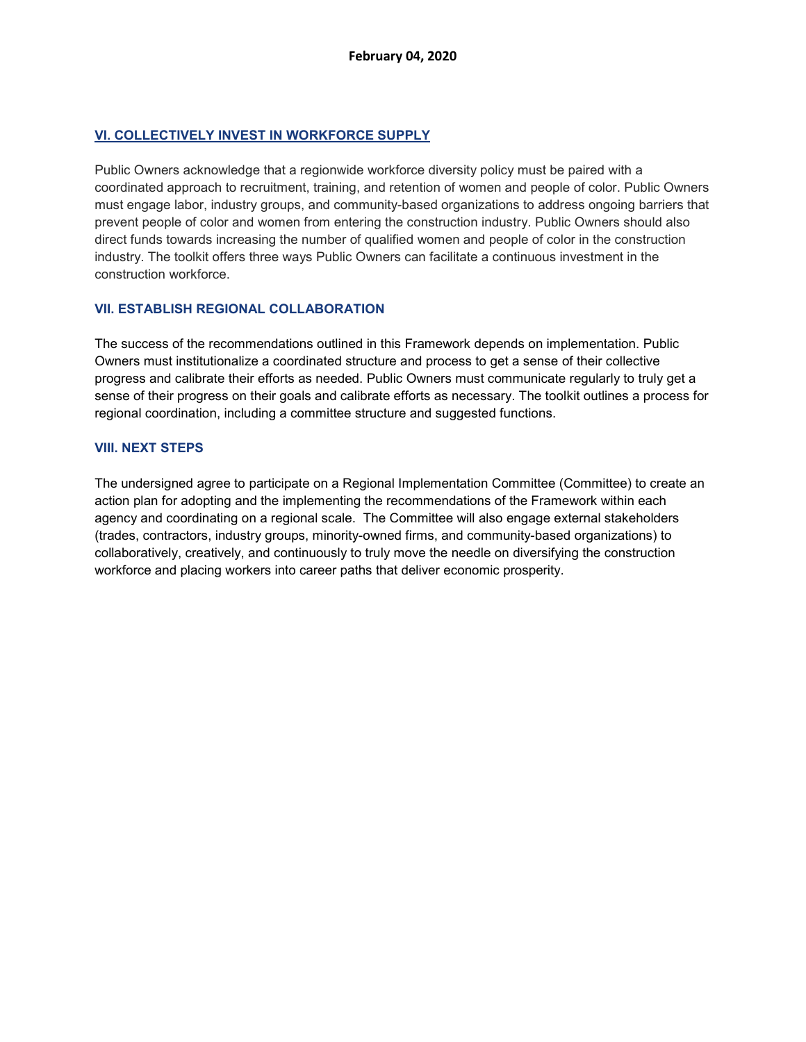## VI. COLLECTIVELY INVEST IN WORKFORCE SUPPLY

Public Owners acknowledge that a regionwide workforce diversity policy must be paired with a coordinated approach to recruitment, training, and retention of women and people of color. Public Owners must engage labor, industry groups, and community-based organizations to address ongoing barriers that prevent people of color and women from entering the construction industry. Public Owners should also direct funds towards increasing the number of qualified women and people of color in the construction industry. The toolkit offers three ways Public Owners can facilitate a continuous investment in the construction workforce.

## VII. ESTABLISH REGIONAL COLLABORATION

The success of the recommendations outlined in this Framework depends on implementation. Public Owners must institutionalize a coordinated structure and process to get a sense of their collective progress and calibrate their efforts as needed. Public Owners must communicate regularly to truly get a sense of their progress on their goals and calibrate efforts as necessary. The toolkit outlines a process for regional coordination, including a committee structure and suggested functions.

## VIII. NEXT STEPS

The undersigned agree to participate on a Regional Implementation Committee (Committee) to create an action plan for adopting and the implementing the recommendations of the Framework within each agency and coordinating on a regional scale. The Committee will also engage external stakeholders (trades, contractors, industry groups, minority-owned firms, and community-based organizations) to collaboratively, creatively, and continuously to truly move the needle on diversifying the construction workforce and placing workers into career paths that deliver economic prosperity.